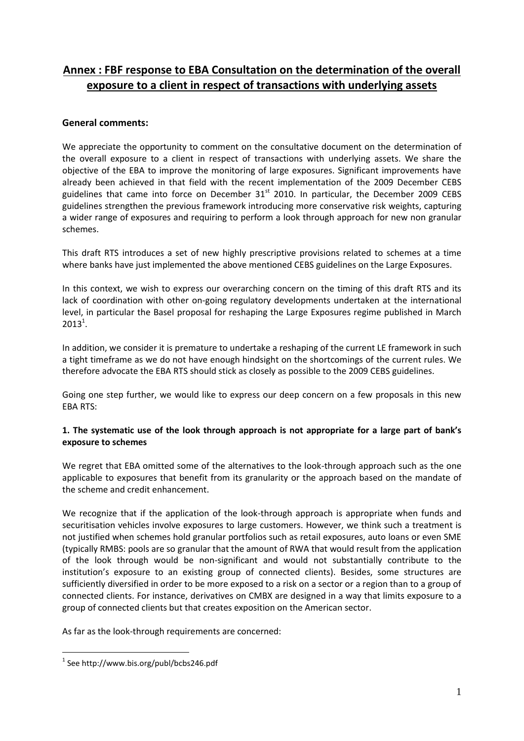# Annex : FBF response to EBA Consultation on the determination of the overall exposure to a client in respect of transactions with underlying assets

**General comments:**

We appreciate the opportunity to comment on the consultative document on the determination of the overall exposure to a client in respect of transactions with underlying assets. We share the objective of the EBA to improve the monitoring of large exposures. Significant improvements have already been achieved in that field with the recent implementation of the 2009 December CEBS guidelines that came into force on December 31st 2010. In particular, the December 2009 CEBS guidelines strengthen the previous framework introducing more conservative risk weights, capturing a wider range of exposures and requiring to perform a look through approach for new non granular schemes.

This draft RTS introduces a set of new highly prescriptive provisions related to schemes at a time where banks have just implemented the above mentioned CEBS guidelines on the Large Exposures.

In this context, we wish to express our overarching concern on the timing of this draft RTS and its lack of coordination with other on-going regulatory developments undertaken at the international level, in particular the Basel proposal for reshaping the Large Exposures regime published in March 2013[1].

In addition, we consider it is premature to undertake a reshaping of the current LE framework in such a tight timeframe as we do not have enough hindsight on the shortcomings of the current rules. We therefore advocate the EBA RTS should stick as closely as possible to the 2009 CEBS guidelines.

Going one step further, we would like to express our deep concern on a few proposals in this new EBA RTS:

**1. The systematic use of the look through approach is not appropriate for a large part of bank's exposure to schemes**

We regret that EBA omitted some of the alternatives to the look-through approach such as the one applicable to exposures that benefit from its granularity or the approach based on the mandate of the scheme and credit enhancement.

We recognize that if the application of the look-through approach is appropriate when funds and securitisation vehicles involve exposures to large customers. However, we think such a treatment is not justified when schemes hold granular portfolios such as retail exposures, auto loans or even SME (typically RMBS: pools are so granular that the amount of RWA that would result from the application of the look through would be non-significant and would not substantially contribute to the institution's exposure to an existing group of connected clients). Besides, some structures are sufficiently diversified in order to be more exposed to a risk on a sector or a region than to a group of connected clients. For instance, derivatives on CMBX are designed in a way that limits exposure to a group of connected clients but that creates exposition on the American sector.

As far as the look-through requirements are concerned:

[1] See http://www.bis.org/publ/bcbs246.pdf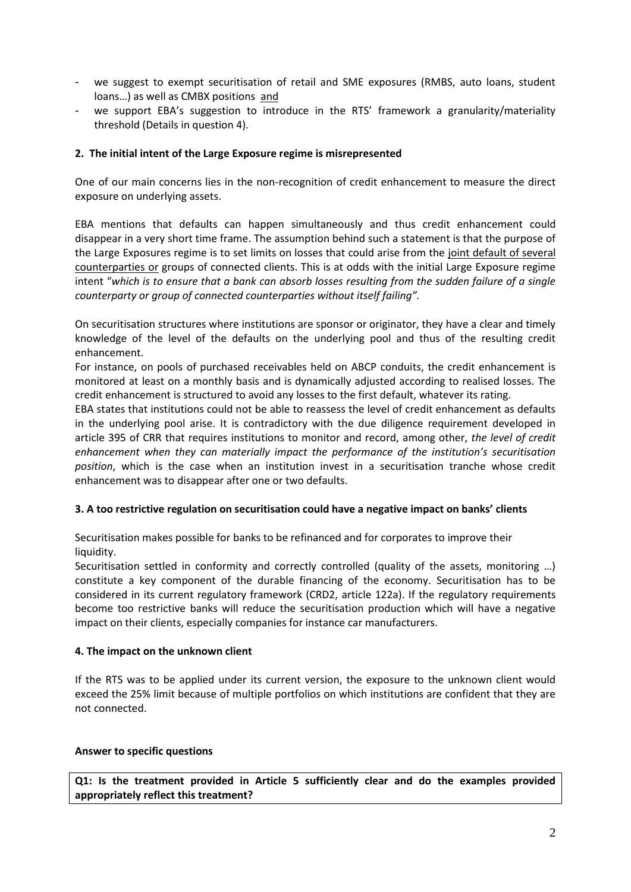- we suggest to exempt securitisation of retail and SME exposures (RMBS, auto loans, student loans…) as well as CMBX positions and
- we support EBA's suggestion to introduce in the RTS' framework a granularity/materiality threshold (Details in question 4).

**2. The initial intent of the Large Exposure regime is misrepresented**

One of our main concerns lies in the non-recognition of credit enhancement to measure the direct exposure on underlying assets.

EBA mentions that defaults can happen simultaneously and thus credit enhancement could disappear in a very short time frame. The assumption behind such a statement is that the purpose of the Large Exposures regime is to set limits on losses that could arise from the joint default of several counterparties or groups of connected clients. This is at odds with the initial Large Exposure regime intent "*which is to ensure that a bank can absorb losses resulting from the sudden failure of a single counterparty or group of connected counterparties without itself failing".*

On securitisation structures where institutions are sponsor or originator, they have a clear and timely knowledge of the level of the defaults on the underlying pool and thus of the resulting credit enhancement.

For instance, on pools of purchased receivables held on ABCP conduits, the credit enhancement is monitored at least on a monthly basis and is dynamically adjusted according to realised losses. The credit enhancement is structured to avoid any losses to the first default, whatever its rating.

EBA states that institutions could not be able to reassess the level of credit enhancement as defaults in the underlying pool arise. It is contradictory with the due diligence requirement developed in article 395 of CRR that requires institutions to monitor and record, among other, *the level of credit enhancement when they can materially impact the performance of the institution's securitisation position*, which is the case when an institution invest in a securitisation tranche whose credit enhancement was to disappear after one or two defaults.

**3. A too restrictive regulation on securitisation could have a negative impact on banks' clients**

Securitisation makes possible for banks to be refinanced and for corporates to improve their liquidity.

Securitisation settled in conformity and correctly controlled (quality of the assets, monitoring …) constitute a key component of the durable financing of the economy. Securitisation has to be considered in its current regulatory framework (CRD2, article 122a). If the regulatory requirements become too restrictive banks will reduce the securitisation production which will have a negative impact on their clients, especially companies for instance car manufacturers.

**4. The impact on the unknown client**

If the RTS was to be applied under its current version, the exposure to the unknown client would exceed the 25% limit because of multiple portfolios on which institutions are confident that they are not connected.

**Answer to specific questions**

**Q1: Is the treatment provided in Article 5 sufficiently clear and do the examples provided appropriately reflect this treatment?**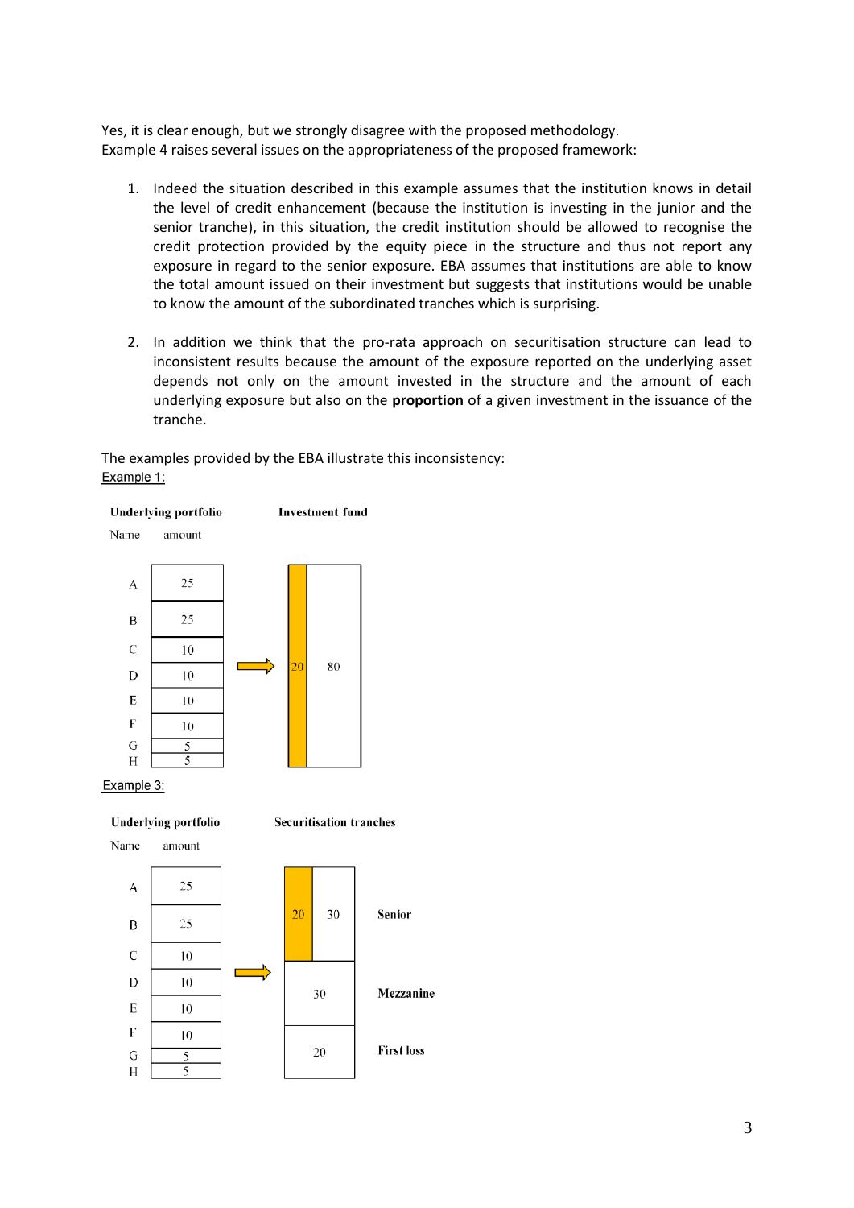Yes, it is clear enough, but we strongly disagree with the proposed methodology.
Example 4 raises several issues on the appropriateness of the proposed framework:

1. Indeed the situation described in this example assumes that the institution knows in detail the level of credit enhancement (because the institution is investing in the junior and the senior tranche), in this situation, the credit institution should be allowed to recognise the credit protection provided by the equity piece in the structure and thus not report any exposure in regard to the senior exposure. EBA assumes that institutions are able to know the total amount issued on their investment but suggests that institutions would be unable to know the amount of the subordinated tranches which is surprising.

2. In addition we think that the pro-rata approach on securitisation structure can lead to inconsistent results because the amount of the exposure reported on the underlying asset depends not only on the amount invested in the structure and the amount of each underlying exposure but also on the **proportion** of a given investment in the issuance of the tranche.

The examples provided by the EBA illustrate this inconsistency:

Example 1:

**Underlying portfolio** → **Investment fund**

| Name | amount |
|---|---|
| A | 25 |
| B | 25 |
| C | 10 |
| D | 10 |
| E | 10 |
| F | 10 |
| G | 5 |
| H | 5 |

Investment fund: 20 | 80

Example 3:

**Underlying portfolio** → **Securitisation tranches**

| Name | amount |
|---|---|
| A | 25 |
| B | 25 |
| C | 10 |
| D | 10 |
| E | 10 |
| F | 10 |
| G | 5 |
| H | 5 |

| Securitisation tranches | | Tranche |
|---|---|---|
| 20 | 30 | Senior |
| 30 | | Mezzanine |
| 20 | | First loss |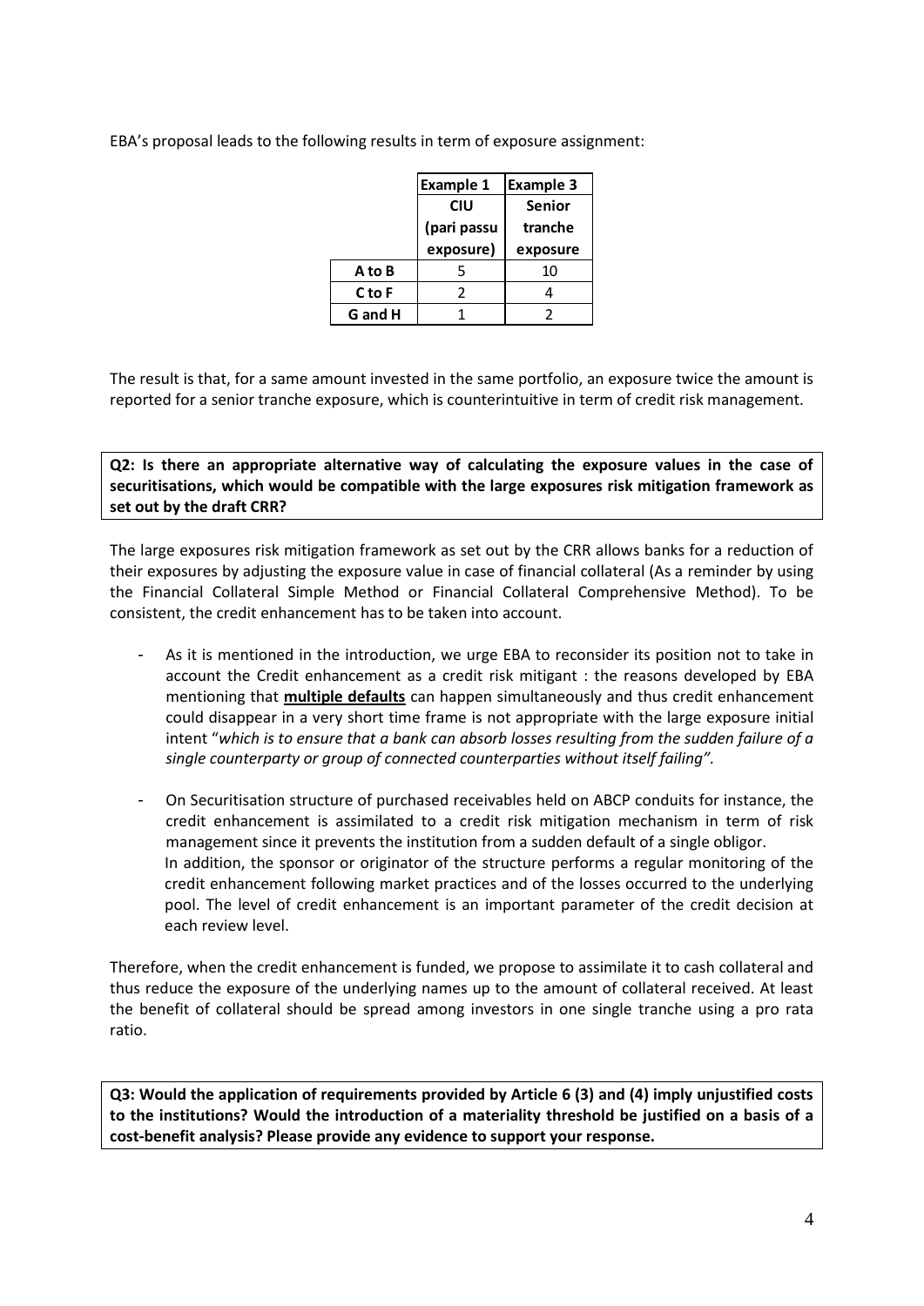EBA's proposal leads to the following results in term of exposure assignment:

| | Example 1 | Example 3 |
|---|---|---|
| | CIU (pari passu exposure) | Senior tranche exposure |
| A to B | 5 | 10 |
| C to F | 2 | 4 |
| G and H | 1 | 2 |

The result is that, for a same amount invested in the same portfolio, an exposure twice the amount is reported for a senior tranche exposure, which is counterintuitive in term of credit risk management.

**Q2: Is there an appropriate alternative way of calculating the exposure values in the case of securitisations, which would be compatible with the large exposures risk mitigation framework as set out by the draft CRR?**

The large exposures risk mitigation framework as set out by the CRR allows banks for a reduction of their exposures by adjusting the exposure value in case of financial collateral (As a reminder by using the Financial Collateral Simple Method or Financial Collateral Comprehensive Method). To be consistent, the credit enhancement has to be taken into account.

- As it is mentioned in the introduction, we urge EBA to reconsider its position not to take in account the Credit enhancement as a credit risk mitigant : the reasons developed by EBA mentioning that **multiple defaults** can happen simultaneously and thus credit enhancement could disappear in a very short time frame is not appropriate with the large exposure initial intent "*which is to ensure that a bank can absorb losses resulting from the sudden failure of a single counterparty or group of connected counterparties without itself failing".*

- On Securitisation structure of purchased receivables held on ABCP conduits for instance, the credit enhancement is assimilated to a credit risk mitigation mechanism in term of risk management since it prevents the institution from a sudden default of a single obligor.
  In addition, the sponsor or originator of the structure performs a regular monitoring of the credit enhancement following market practices and of the losses occurred to the underlying pool. The level of credit enhancement is an important parameter of the credit decision at each review level.

Therefore, when the credit enhancement is funded, we propose to assimilate it to cash collateral and thus reduce the exposure of the underlying names up to the amount of collateral received. At least the benefit of collateral should be spread among investors in one single tranche using a pro rata ratio.

**Q3: Would the application of requirements provided by Article 6 (3) and (4) imply unjustified costs to the institutions? Would the introduction of a materiality threshold be justified on a basis of a cost-benefit analysis? Please provide any evidence to support your response.**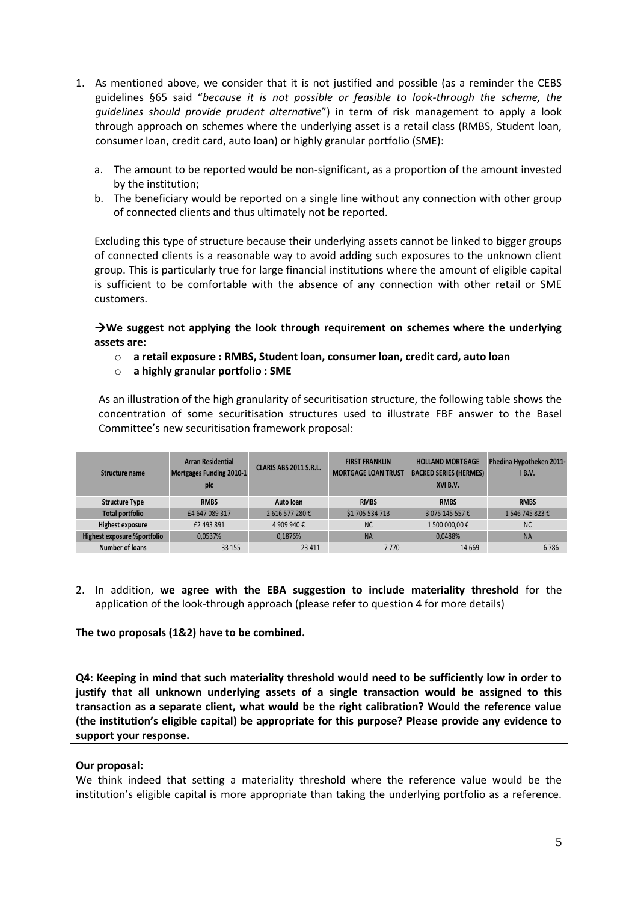1. As mentioned above, we consider that it is not justified and possible (as a reminder the CEBS guidelines §65 said "*because it is not possible or feasible to look-through the scheme, the guidelines should provide prudent alternative*") in term of risk management to apply a look through approach on schemes where the underlying asset is a retail class (RMBS, Student loan, consumer loan, credit card, auto loan) or highly granular portfolio (SME):

   a. The amount to be reported would be non-significant, as a proportion of the amount invested by the institution;

   b. The beneficiary would be reported on a single line without any connection with other group of connected clients and thus ultimately not be reported.

   Excluding this type of structure because their underlying assets cannot be linked to bigger groups of connected clients is a reasonable way to avoid adding such exposures to the unknown client group. This is particularly true for large financial institutions where the amount of eligible capital is sufficient to be comfortable with the absence of any connection with other retail or SME customers.

   **→We suggest not applying the look through requirement on schemes where the underlying assets are:**

   - **a retail exposure : RMBS, Student loan, consumer loan, credit card, auto loan**
   - **a highly granular portfolio : SME**

   As an illustration of the high granularity of securitisation structure, the following table shows the concentration of some securitisation structures used to illustrate FBF answer to the Basel Committee's new securitisation framework proposal:

| Structure name | Arran Residential Mortgages Funding 2010-1 plc | CLARIS ABS 2011 S.R.L. | FIRST FRANKLIN MORTGAGE LOAN TRUST | HOLLAND MORTGAGE BACKED SERIES (HERMES) XVI B.V. | Phedina Hypotheken 2011-I B.V. |
|---|---|---|---|---|---|
| Structure Type | RMBS | Auto loan | RMBS | RMBS | RMBS |
| Total portfolio | £4 647 089 317 | 2 616 577 280 € | $1 705 534 713 | 3 075 145 557 € | 1 546 745 823 € |
| Highest exposure | £2 493 891 | 4 909 940 € | NC | 1 500 000,00 € | NC |
| Highest exposure %portfolio | 0,0537% | 0,1876% | NA | 0,0488% | NA |
| Number of loans | 33 155 | 23 411 | 7 770 | 14 669 | 6 786 |

2. In addition, **we agree with the EBA suggestion to include materiality threshold** for the application of the look-through approach (please refer to question 4 for more details)

**The two proposals (1&2) have to be combined.**

**Q4: Keeping in mind that such materiality threshold would need to be sufficiently low in order to justify that all unknown underlying assets of a single transaction would be assigned to this transaction as a separate client, what would be the right calibration? Would the reference value (the institution's eligible capital) be appropriate for this purpose? Please provide any evidence to support your response.**

**Our proposal:**

We think indeed that setting a materiality threshold where the reference value would be the institution's eligible capital is more appropriate than taking the underlying portfolio as a reference.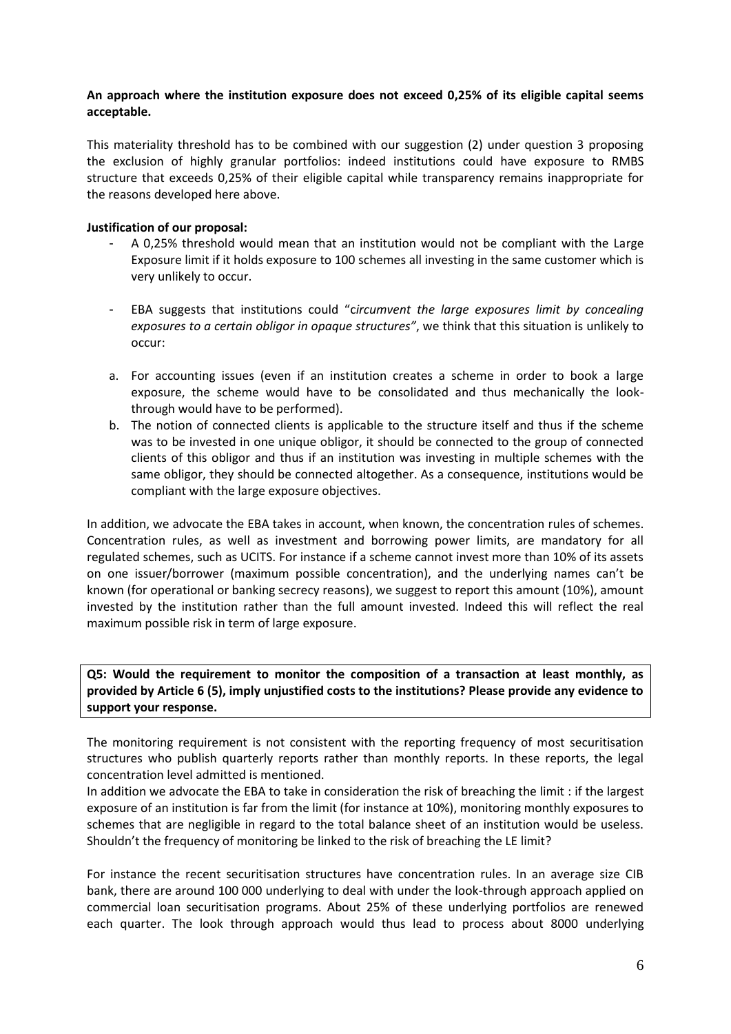**An approach where the institution exposure does not exceed 0,25% of its eligible capital seems acceptable.**

This materiality threshold has to be combined with our suggestion (2) under question 3 proposing the exclusion of highly granular portfolios: indeed institutions could have exposure to RMBS structure that exceeds 0,25% of their eligible capital while transparency remains inappropriate for the reasons developed here above.

**Justification of our proposal:**

- A 0,25% threshold would mean that an institution would not be compliant with the Large Exposure limit if it holds exposure to 100 schemes all investing in the same customer which is very unlikely to occur.
- EBA suggests that institutions could "*circumvent the large exposures limit by concealing exposures to a certain obligor in opaque structures*", we think that this situation is unlikely to occur:

a. For accounting issues (even if an institution creates a scheme in order to book a large exposure, the scheme would have to be consolidated and thus mechanically the look-through would have to be performed).

b. The notion of connected clients is applicable to the structure itself and thus if the scheme was to be invested in one unique obligor, it should be connected to the group of connected clients of this obligor and thus if an institution was investing in multiple schemes with the same obligor, they should be connected altogether. As a consequence, institutions would be compliant with the large exposure objectives.

In addition, we advocate the EBA takes in account, when known, the concentration rules of schemes. Concentration rules, as well as investment and borrowing power limits, are mandatory for all regulated schemes, such as UCITS. For instance if a scheme cannot invest more than 10% of its assets on one issuer/borrower (maximum possible concentration), and the underlying names can't be known (for operational or banking secrecy reasons), we suggest to report this amount (10%), amount invested by the institution rather than the full amount invested. Indeed this will reflect the real maximum possible risk in term of large exposure.

**Q5: Would the requirement to monitor the composition of a transaction at least monthly, as provided by Article 6 (5), imply unjustified costs to the institutions? Please provide any evidence to support your response.**

The monitoring requirement is not consistent with the reporting frequency of most securitisation structures who publish quarterly reports rather than monthly reports. In these reports, the legal concentration level admitted is mentioned.

In addition we advocate the EBA to take in consideration the risk of breaching the limit : if the largest exposure of an institution is far from the limit (for instance at 10%), monitoring monthly exposures to schemes that are negligible in regard to the total balance sheet of an institution would be useless. Shouldn't the frequency of monitoring be linked to the risk of breaching the LE limit?

For instance the recent securitisation structures have concentration rules. In an average size CIB bank, there are around 100 000 underlying to deal with under the look-through approach applied on commercial loan securitisation programs. About 25% of these underlying portfolios are renewed each quarter. The look through approach would thus lead to process about 8000 underlying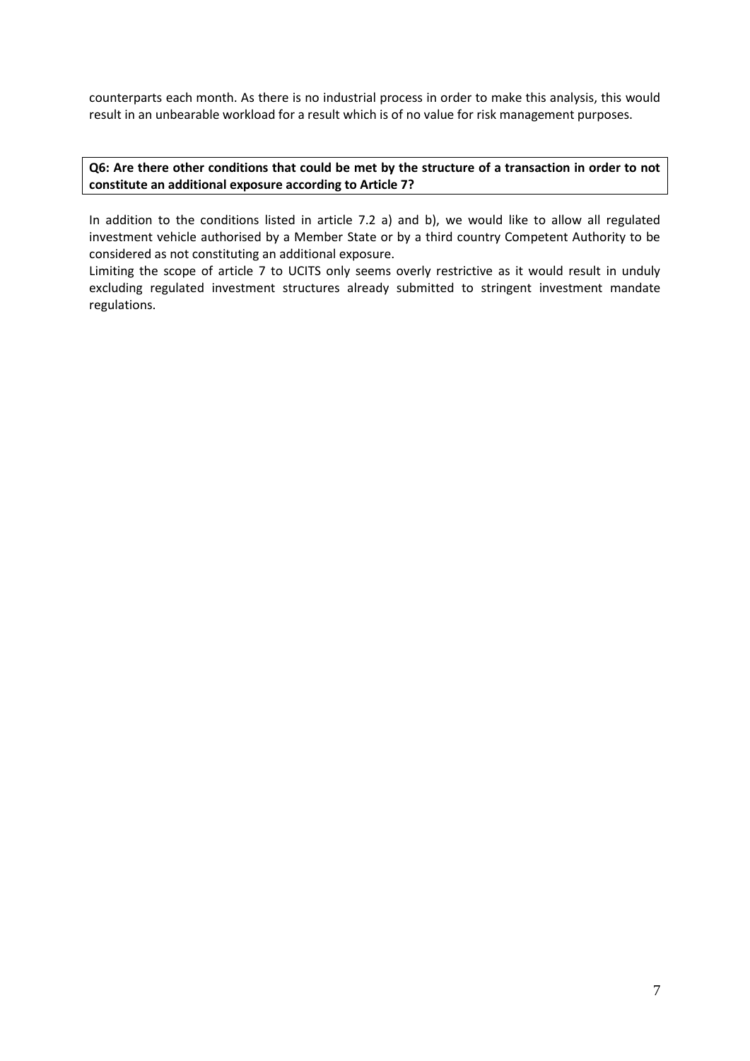counterparts each month. As there is no industrial process in order to make this analysis, this would result in an unbearable workload for a result which is of no value for risk management purposes.

**Q6: Are there other conditions that could be met by the structure of a transaction in order to not constitute an additional exposure according to Article 7?**

In addition to the conditions listed in article 7.2 a) and b), we would like to allow all regulated investment vehicle authorised by a Member State or by a third country Competent Authority to be considered as not constituting an additional exposure.

Limiting the scope of article 7 to UCITS only seems overly restrictive as it would result in unduly excluding regulated investment structures already submitted to stringent investment mandate regulations.